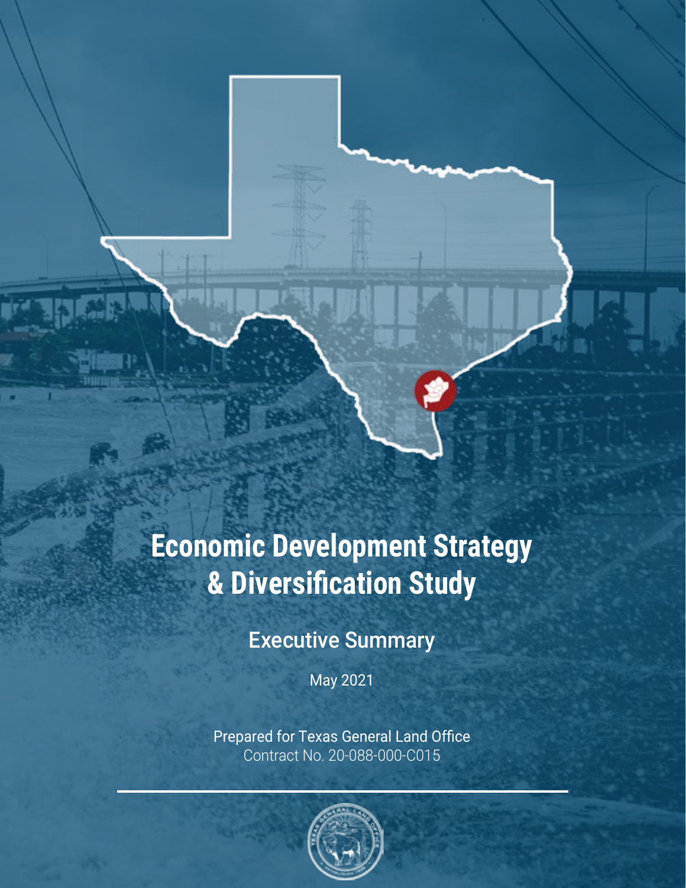# Economic Development Strategy & Diversification Study

## Executive Summary

May 2021

Prepared for Texas General Land Office
Contract No. 20-088-000-C015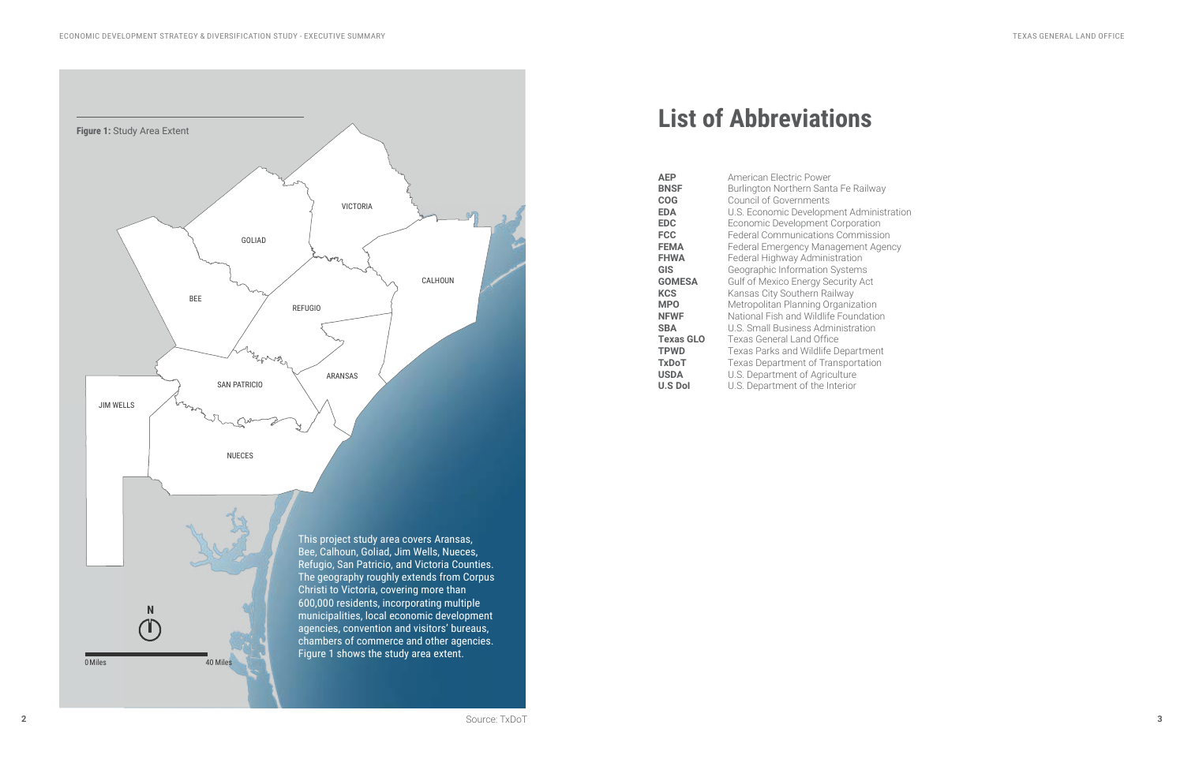**Figure 1:** Study Area Extent

This project study area covers Aransas, Bee, Calhoun, Goliad, Jim Wells, Nueces, Refugio, San Patricio, and Victoria Counties. The geography roughly extends from Corpus Christi to Victoria, covering more than 600,000 residents, incorporating multiple municipalities, local economic development agencies, convention and visitors' bureaus, chambers of commerce and other agencies. Figure 1 shows the study area extent.

Source: TxDoT

# List of Abbreviations

| | |
|---|---|
| **AEP** | American Electric Power |
| **BNSF** | Burlington Northern Santa Fe Railway |
| **COG** | Council of Governments |
| **EDA** | U.S. Economic Development Administration |
| **EDC** | Economic Development Corporation |
| **FCC** | Federal Communications Commission |
| **FEMA** | Federal Emergency Management Agency |
| **FHWA** | Federal Highway Administration |
| **GIS** | Geographic Information Systems |
| **GOMESA** | Gulf of Mexico Energy Security Act |
| **KCS** | Kansas City Southern Railway |
| **MPO** | Metropolitan Planning Organization |
| **NFWF** | National Fish and Wildlife Foundation |
| **SBA** | U.S. Small Business Administration |
| **Texas GLO** | Texas General Land Office |
| **TPWD** | Texas Parks and Wildlife Department |
| **TxDoT** | Texas Department of Transportation |
| **USDA** | U.S. Department of Agriculture |
| **U.S DoI** | U.S. Department of the Interior |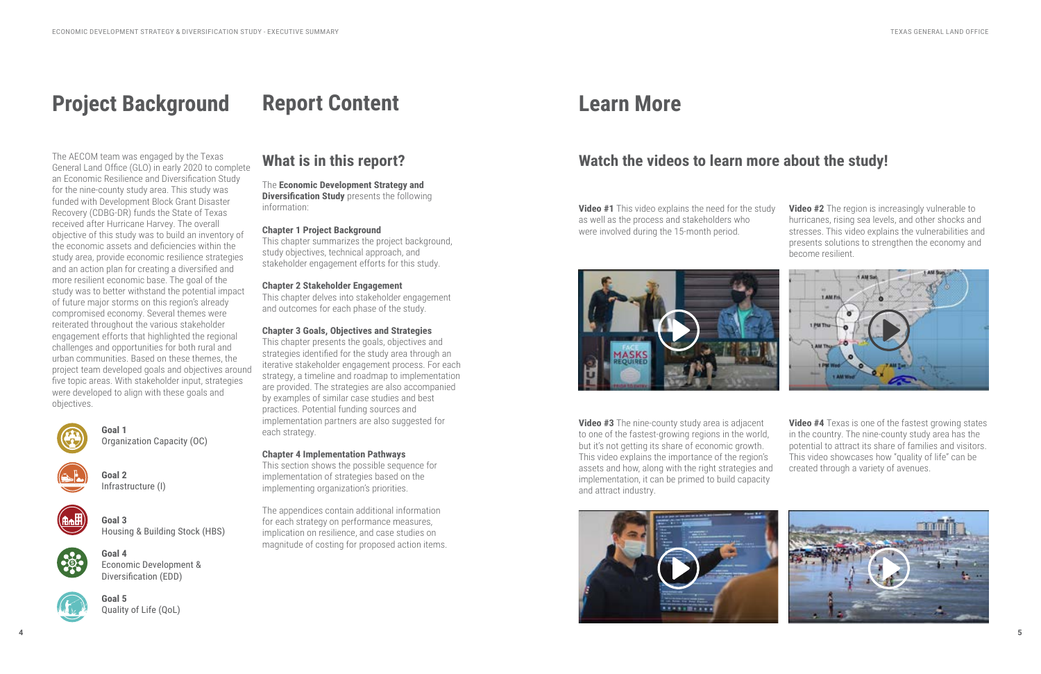# Project Background

The AECOM team was engaged by the Texas General Land Office (GLO) in early 2020 to complete an Economic Resilience and Diversification Study for the nine-county study area. This study was funded with Development Block Grant Disaster Recovery (CDBG-DR) funds the State of Texas received after Hurricane Harvey. The overall objective of this study was to build an inventory of the economic assets and deficiencies within the study area, provide economic resilience strategies and an action plan for creating a diversified and more resilient economic base. The goal of the study was to better withstand the potential impact of future major storms on this region's already compromised economy. Several themes were reiterated throughout the various stakeholder engagement efforts that highlighted the regional challenges and opportunities for both rural and urban communities. Based on these themes, the project team developed goals and objectives around five topic areas. With stakeholder input, strategies were developed to align with these goals and objectives.

**Goal 1**
Organization Capacity (OC)

**Goal 2**
Infrastructure (I)

**Goal 3**
Housing & Building Stock (HBS)

**Goal 4**
Economic Development & Diversification (EDD)

**Goal 5**
Quality of Life (QoL)

# Report Content

## What is in this report?

The **Economic Development Strategy and Diversification Study** presents the following information:

**Chapter 1 Project Background**
This chapter summarizes the project background, study objectives, technical approach, and stakeholder engagement efforts for this study.

**Chapter 2 Stakeholder Engagement**
This chapter delves into stakeholder engagement and outcomes for each phase of the study.

**Chapter 3 Goals, Objectives and Strategies**
This chapter presents the goals, objectives and strategies identified for the study area through an iterative stakeholder engagement process. For each strategy, a timeline and roadmap to implementation are provided. The strategies are also accompanied by examples of similar case studies and best practices. Potential funding sources and implementation partners are also suggested for each strategy.

**Chapter 4 Implementation Pathways**
This section shows the possible sequence for implementation of strategies based on the implementing organization's priorities.

The appendices contain additional information for each strategy on performance measures, implication on resilience, and case studies on magnitude of costing for proposed action items.

# Learn More

## Watch the videos to learn more about the study!

**Video #1** This video explains the need for the study as well as the process and stakeholders who were involved during the 15-month period.

**Video #2** The region is increasingly vulnerable to hurricanes, rising sea levels, and other shocks and stresses. This video explains the vulnerabilities and presents solutions to strengthen the economy and become resilient.

**Video #3** The nine-county study area is adjacent to one of the fastest-growing regions in the world, but it's not getting its share of economic growth. This video explains the importance of the region's assets and how, along with the right strategies and implementation, it can be primed to build capacity and attract industry.

**Video #4** Texas is one of the fastest growing states in the country. The nine-county study area has the potential to attract its share of families and visitors. This video showcases how "quality of life" can be created through a variety of avenues.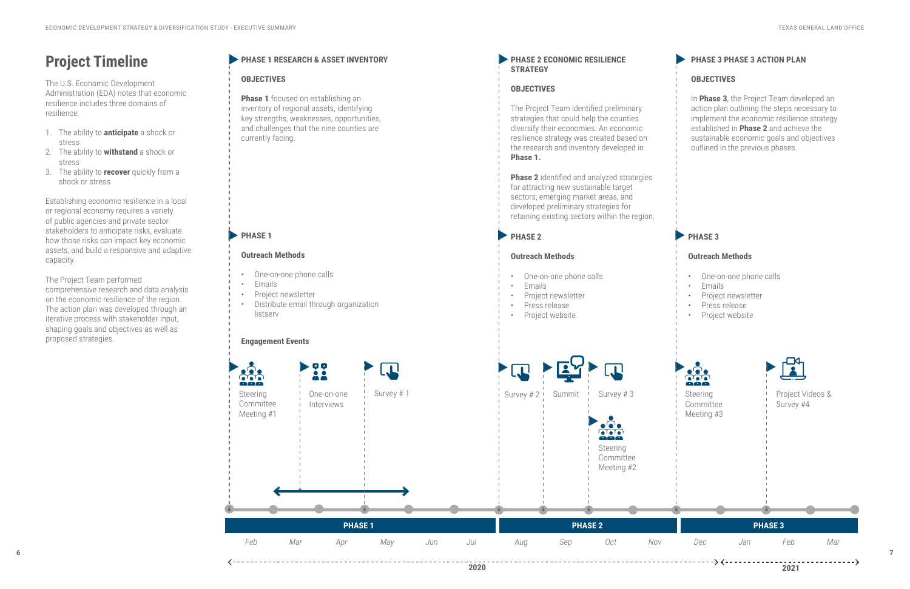# Project Timeline

The U.S. Economic Development Administration (EDA) notes that economic resilience includes three domains of resilience:

1. The ability to **anticipate** a shock or stress
2. The ability to **withstand** a shock or stress
3. The ability to **recover** quickly from a shock or stress

Establishing economic resilience in a local or regional economy requires a variety of public agencies and private sector stakeholders to anticipate risks, evaluate how those risks can impact key economic assets, and build a responsive and adaptive capacity.

The Project Team performed comprehensive research and data analysis on the economic resilience of the region. The action plan was developed through an iterative process with stakeholder input, shaping goals and objectives as well as proposed strategies.

## PHASE 1 RESEARCH & ASSET INVENTORY

### OBJECTIVES

**Phase 1** focused on establishing an inventory of regional assets, identifying key strengths, weaknesses, opportunities, and challenges that the nine counties are currently facing.

## PHASE 1

### Outreach Methods

- One-on-one phone calls
- Emails
- Project newsletter
- Distribute email through organization listserv

### Engagement Events

- Steering Committee Meeting #1
- One-on-one Interviews
- Survey # 1

## PHASE 2 ECONOMIC RESILIENCE STRATEGY

### OBJECTIVES

The Project Team identified preliminary strategies that could help the counties diversify their economies. An economic resilience strategy was created based on the research and inventory developed in **Phase 1.**

**Phase 2** identified and analyzed strategies for attracting new sustainable target sectors, emerging market areas, and developed preliminary strategies for retaining existing sectors within the region.

## PHASE 2

### Outreach Methods

- One-on-one phone calls
- Emails
- Project newsletter
- Press release
- Project website

- Survey # 2
- Summit
- Survey # 3
- Steering Committee Meeting #2

## PHASE 3 PHASE 3 ACTION PLAN

### OBJECTIVES

In **Phase 3**, the Project Team developed an action plan outlining the steps necessary to implement the economic resilience strategy established in **Phase 2** and achieve the sustainable economic goals and objectives outlined in the previous phases.

## PHASE 3

### Outreach Methods

- One-on-one phone calls
- Emails
- Project newsletter
- Press release
- Project website

- Steering Committee Meeting #3
- Project Videos & Survey #4

| PHASE 1 | | | | | | PHASE 2 | | | | PHASE 3 | | | |
|---|---|---|---|---|---|---|---|---|---|---|---|---|---|
| Feb | Mar | Apr | May | Jun | Jul | Aug | Sep | Oct | Nov | Dec | Jan | Feb | Mar |
| 2020 | | | | | | | | | | | 2021 | | |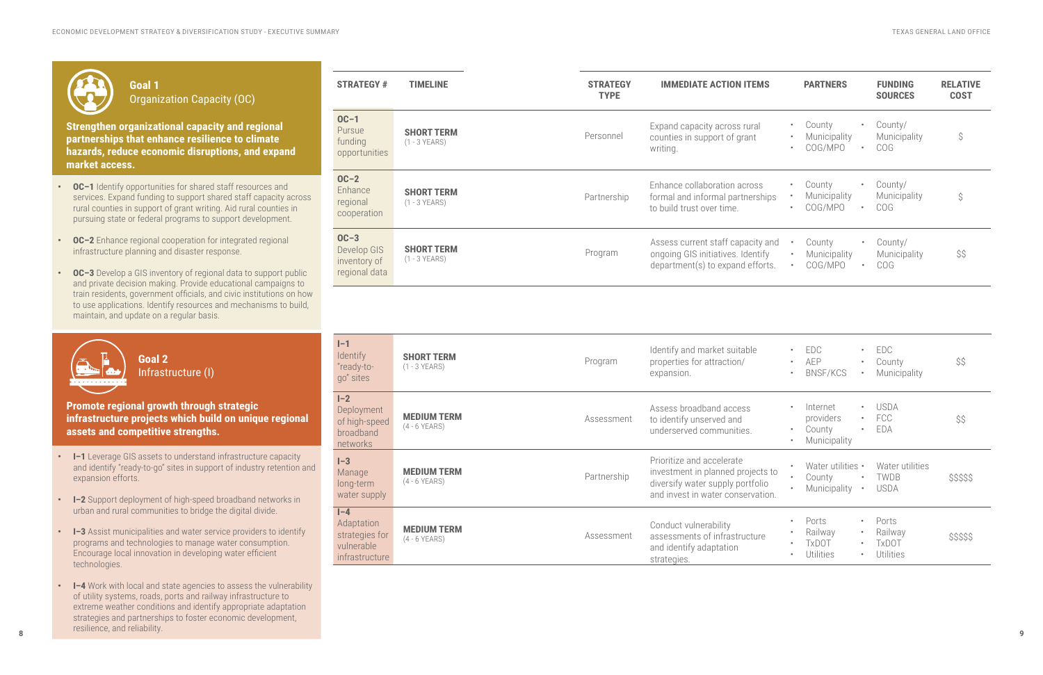## Goal 1
### Organization Capacity (OC)

**Strengthen organizational capacity and regional partnerships that enhance resilience to climate hazards, reduce economic disruptions, and expand market access.**

- **OC–1** Identify opportunities for shared staff resources and services. Expand funding to support shared staff capacity across rural counties in support of grant writing. Aid rural counties in pursuing state or federal programs to support development.
- **OC–2** Enhance regional cooperation for integrated regional infrastructure planning and disaster response.
- **OC–3** Develop a GIS inventory of regional data to support public and private decision making. Provide educational campaigns to train residents, government officials, and civic institutions on how to use applications. Identify resources and mechanisms to build, maintain, and update on a regular basis.

## Goal 2
### Infrastructure (I)

**Promote regional growth through strategic infrastructure projects which build on unique regional assets and competitive strengths.**

- **I–1** Leverage GIS assets to understand infrastructure capacity and identify "ready-to-go" sites in support of industry retention and expansion efforts.
- **I–2** Support deployment of high-speed broadband networks in urban and rural communities to bridge the digital divide.
- **I–3** Assist municipalities and water service providers to identify programs and technologies to manage water consumption. Encourage local innovation in developing water efficient technologies.
- **I–4** Work with local and state agencies to assess the vulnerability of utility systems, roads, ports and railway infrastructure to extreme weather conditions and identify appropriate adaptation strategies and partnerships to foster economic development, resilience, and reliability.

| STRATEGY # | TIMELINE | STRATEGY TYPE | IMMEDIATE ACTION ITEMS | PARTNERS | FUNDING SOURCES | RELATIVE COST |
|---|---|---|---|---|---|---|
| **OC–1** Pursue funding opportunities | **SHORT TERM** (1 - 3 YEARS) | Personnel | Expand capacity across rural counties in support of grant writing. | • County • Municipality • COG/MPO | • County/ Municipality • COG | $ |
| **OC–2** Enhance regional cooperation | **SHORT TERM** (1 - 3 YEARS) | Partnership | Enhance collaboration across formal and informal partnerships to build trust over time. | • County • Municipality • COG/MPO | • County/ Municipality • COG | $ |
| **OC–3** Develop GIS inventory of regional data | **SHORT TERM** (1 - 3 YEARS) | Program | Assess current staff capacity and ongoing GIS initiatives. Identify department(s) to expand efforts. | • County • Municipality • COG/MPO | • County/ Municipality • COG | $$ |
| **I–1** Identify "ready-to-go" sites | **SHORT TERM** (1 - 3 YEARS) | Program | Identify and market suitable properties for attraction/ expansion. | • EDC • AEP • BNSF/KCS | • EDC • County • Municipality | $$ |
| **I–2** Deployment of high-speed broadband networks | **MEDIUM TERM** (4 - 6 YEARS) | Assessment | Assess broadband access to identify unserved and underserved communities. | • Internet providers • County • Municipality | • USDA • FCC • EDA | $$ |
| **I–3** Manage long-term water supply | **MEDIUM TERM** (4 - 6 YEARS) | Partnership | Prioritize and accelerate investment in planned projects to diversify water supply portfolio and invest in water conservation. | • Water utilities • County • Municipality | • Water utilities • TWDB • USDA | $$$$$ |
| **I–4** Adaptation strategies for vulnerable infrastructure | **MEDIUM TERM** (4 - 6 YEARS) | Assessment | Conduct vulnerability assessments of infrastructure and identify adaptation strategies. | • Ports • Railway • TxDOT • Utilities | • Ports • Railway • TxDOT • Utilities | $$$$$ |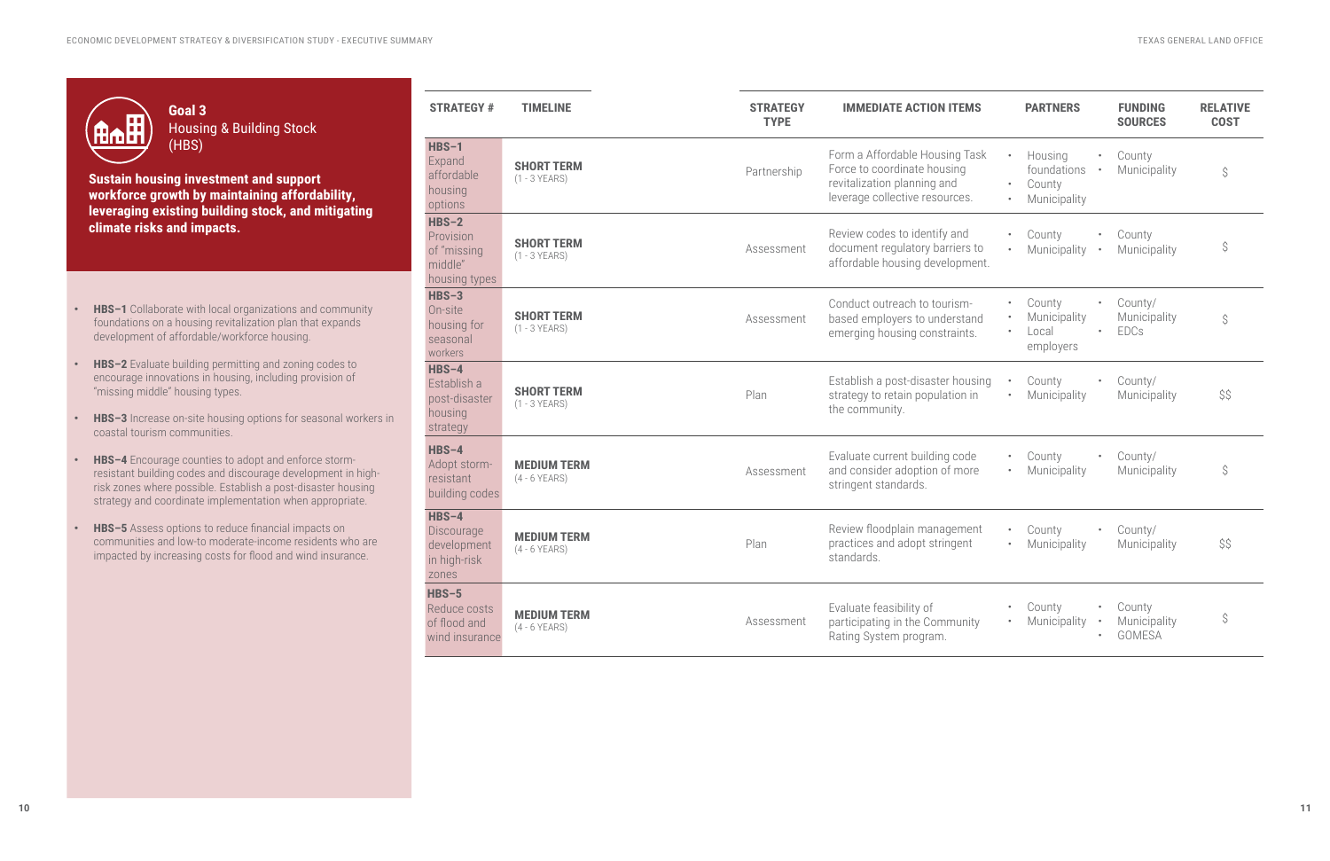## Goal 3
Housing & Building Stock (HBS)

**Sustain housing investment and support workforce growth by maintaining affordability, leveraging existing building stock, and mitigating climate risks and impacts.**

- **HBS–1** Collaborate with local organizations and community foundations on a housing revitalization plan that expands development of affordable/workforce housing.
- **HBS–2** Evaluate building permitting and zoning codes to encourage innovations in housing, including provision of "missing middle" housing types.
- **HBS–3** Increase on-site housing options for seasonal workers in coastal tourism communities.
- **HBS–4** Encourage counties to adopt and enforce storm-resistant building codes and discourage development in high-risk zones where possible. Establish a post-disaster housing strategy and coordinate implementation when appropriate.
- **HBS–5** Assess options to reduce financial impacts on communities and low-to moderate-income residents who are impacted by increasing costs for flood and wind insurance.

| STRATEGY # | TIMELINE | STRATEGY TYPE | IMMEDIATE ACTION ITEMS | PARTNERS | FUNDING SOURCES | RELATIVE COST |
|---|---|---|---|---|---|---|
| **HBS–1** Expand affordable housing options | **SHORT TERM** (1 - 3 YEARS) | Partnership | Form a Affordable Housing Task Force to coordinate housing revitalization planning and leverage collective resources. | • Housing foundations<br>• County<br>• Municipality | • County<br>• Municipality | $ |
| **HBS–2** Provision of "missing middle" housing types | **SHORT TERM** (1 - 3 YEARS) | Assessment | Review codes to identify and document regulatory barriers to affordable housing development. | • County<br>• Municipality | • County<br>• Municipality | $ |
| **HBS–3** On-site housing for seasonal workers | **SHORT TERM** (1 - 3 YEARS) | Assessment | Conduct outreach to tourism-based employers to understand emerging housing constraints. | • County<br>• Municipality<br>• Local employers | • County/ Municipality<br>• EDCs | $ |
| **HBS–4** Establish a post-disaster housing strategy | **SHORT TERM** (1 - 3 YEARS) | Plan | Establish a post-disaster housing strategy to retain population in the community. | • County<br>• Municipality | • County/ Municipality | $$ |
| **HBS–4** Adopt storm-resistant building codes | **MEDIUM TERM** (4 - 6 YEARS) | Assessment | Evaluate current building code and consider adoption of more stringent standards. | • County<br>• Municipality | • County/ Municipality | $ |
| **HBS–4** Discourage development in high-risk zones | **MEDIUM TERM** (4 - 6 YEARS) | Plan | Review floodplain management practices and adopt stringent standards. | • County<br>• Municipality | • County/ Municipality | $$ |
| **HBS–5** Reduce costs of flood and wind insurance | **MEDIUM TERM** (4 - 6 YEARS) | Assessment | Evaluate feasibility of participating in the Community Rating System program. | • County<br>• Municipality | • County<br>• Municipality<br>• GOMESA | $ |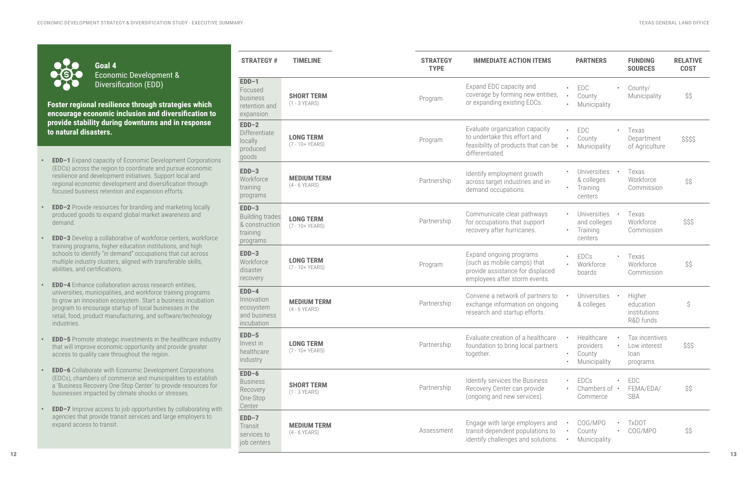## Goal 4
### Economic Development & Diversification (EDD)

**Foster regional resilience through strategies which encourage economic inclusion and diversification to provide stability during downturns and in response to natural disasters.**

- **EDD–1** Expand capacity of Economic Development Corporations (EDCs) across the region to coordinate and pursue economic resilience and development initiatives. Support local and regional economic development and diversification through focused business retention and expansion efforts.
- **EDD–2** Provide resources for branding and marketing locally produced goods to expand global market awareness and demand.
- **EDD–3** Develop a collaborative of workforce centers, workforce training programs, higher education institutions, and high schools to identify "in demand" occupations that cut across multiple industry clusters, aligned with transferable skills, abilities, and certifications.
- **EDD–4** Enhance collaboration across research entities, universities, municipalities, and workforce training programs to grow an innovation ecosystem. Start a business incubation program to encourage startup of local businesses in the retail, food, product manufacturing, and software/technology industries.
- **EDD–5** Promote strategic investments in the healthcare industry that will improve economic opportunity and provide greater access to quality care throughout the region.
- **EDD–6** Collaborate with Economic Development Corporations (EDCs), chambers of commerce and municipalities to establish a 'Business Recovery One-Stop Center' to provide resources for businesses impacted by climate shocks or stresses.
- **EDD–7** Improve access to job opportunities by collaborating with agencies that provide transit services and large employers to expand access to transit.

| STRATEGY # | TIMELINE | STRATEGY TYPE | IMMEDIATE ACTION ITEMS | PARTNERS | FUNDING SOURCES | RELATIVE COST |
|---|---|---|---|---|---|---|
| **EDD–1** Focused business retention and expansion | **SHORT TERM** (1 - 3 YEARS) | Program | Expand EDC capacity and coverage by forming new entities, or expanding existing EDCs. | • EDC<br>• County<br>• Municipality | • County/ Municipality | $$ |
| **EDD–2** Differentiate locally produced goods | **LONG TERM** (7 - 10+ YEARS) | Program | Evaluate organization capacity to undertake this effort and feasibility of products that can be differentiated. | • EDC<br>• County<br>• Municipality | • Texas Department of Agriculture | $$$$ |
| **EDD–3** Workforce training programs | **MEDIUM TERM** (4 - 6 YEARS) | Partnership | Identify employment growth across target industries and in-demand occupations. | • Universities & colleges<br>• Training centers | • Texas Workforce Commission | $$ |
| **EDD–3** Building trades & construction training programs | **LONG TERM** (7 - 10+ YEARS) | Partnership | Communicate clear pathways for occupations that support recovery after hurricanes. | • Universities and colleges<br>• Training centers | • Texas Workforce Commission | $$$ |
| **EDD–3** Workforce disaster recovery | **LONG TERM** (7 - 10+ YEARS) | Program | Expand ongoing programs (such as mobile camps) that provide assistance for displaced employees after storm events. | • EDCs<br>• Workforce boards | • Texas Workforce Commission | $$ |
| **EDD–4** Innovation ecosystem and business incubation | **MEDIUM TERM** (4 - 6 YEARS) | Partnership | Convene a network of partners to exchange information on ongoing research and startup efforts. | • Universities & colleges | • Higher education institutions R&D funds | $ |
| **EDD–5** Invest in healthcare industry | **LONG TERM** (7 - 10+ YEARS) | Partnership | Evaluate creation of a healthcare foundation to bring local partners together. | • Healthcare providers<br>• County<br>• Municipality | • Tax incentives<br>• Low interest loan programs | $$$ |
| **EDD–6** Business Recovery One-Stop Center | **SHORT TERM** (1 - 3 YEARS) | Partnership | Identify services the Business Recovery Center can provide (ongoing and new services). | • EDCs<br>• Chambers of Commerce | • EDC<br>• FEMA/EDA/ SBA | $$ |
| **EDD–7** Transit services to job centers | **MEDIUM TERM** (4 - 6 YEARS) | Assessment | Engage with large employers and transit-dependent populations to identify challenges and solutions. | • COG/MPO<br>• County<br>• Municipality | • TxDOT<br>• COG/MPO | $$ |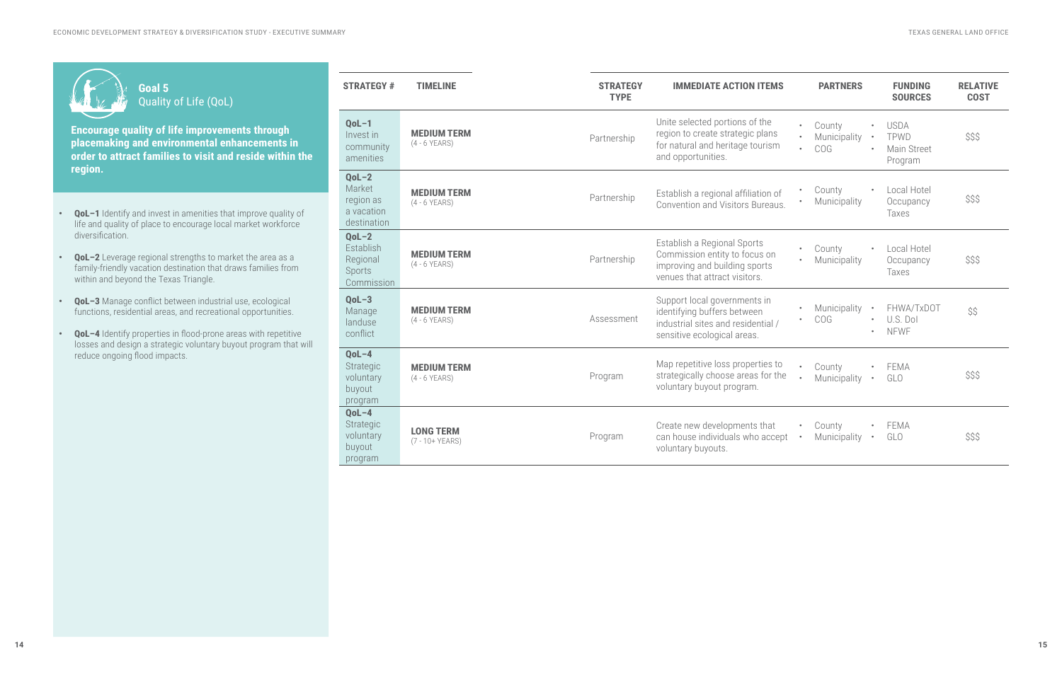## Goal 5
Quality of Life (QoL)

**Encourage quality of life improvements through placemaking and environmental enhancements in order to attract families to visit and reside within the region.**

- **QoL–1** Identify and invest in amenities that improve quality of life and quality of place to encourage local market workforce diversification.
- **QoL–2** Leverage regional strengths to market the area as a family-friendly vacation destination that draws families from within and beyond the Texas Triangle.
- **QoL–3** Manage conflict between industrial use, ecological functions, residential areas, and recreational opportunities.
- **QoL–4** Identify properties in flood-prone areas with repetitive losses and design a strategic voluntary buyout program that will reduce ongoing flood impacts.

| STRATEGY # | TIMELINE | STRATEGY TYPE | IMMEDIATE ACTION ITEMS | PARTNERS | FUNDING SOURCES | RELATIVE COST |
|---|---|---|---|---|---|---|
| **QoL–1** Invest in community amenities | **MEDIUM TERM** (4 - 6 YEARS) | Partnership | Unite selected portions of the region to create strategic plans for natural and heritage tourism and opportunities. | • County • Municipality • COG | • USDA • TPWD • Main Street Program | $$$ |
| **QoL–2** Market region as a vacation destination | **MEDIUM TERM** (4 - 6 YEARS) | Partnership | Establish a regional affiliation of Convention and Visitors Bureaus. | • County • Municipality | • Local Hotel Occupancy Taxes | $$$ |
| **QoL–2** Establish Regional Sports Commission | **MEDIUM TERM** (4 - 6 YEARS) | Partnership | Establish a Regional Sports Commission entity to focus on improving and building sports venues that attract visitors. | • County • Municipality | • Local Hotel Occupancy Taxes | $$$ |
| **QoL–3** Manage landuse conflict | **MEDIUM TERM** (4 - 6 YEARS) | Assessment | Support local governments in identifying buffers between industrial sites and residential / sensitive ecological areas. | • Municipality • COG | • FHWA/TxDOT • U.S. DoI • NFWF | $$ |
| **QoL–4** Strategic voluntary buyout program | **MEDIUM TERM** (4 - 6 YEARS) | Program | Map repetitive loss properties to strategically choose areas for the voluntary buyout program. | • County • Municipality | • FEMA • GLO | $$$ |
| **QoL–4** Strategic voluntary buyout program | **LONG TERM** (7 - 10+ YEARS) | Program | Create new developments that can house individuals who accept voluntary buyouts. | • County • Municipality | • FEMA • GLO | $$$ |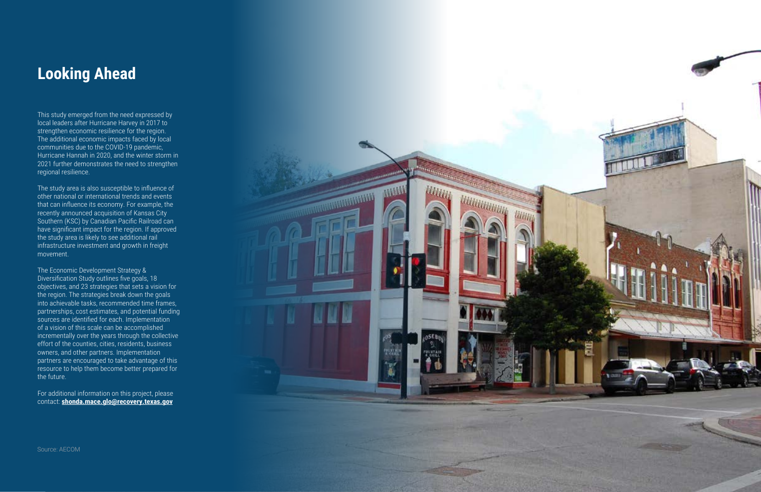# Looking Ahead

This study emerged from the need expressed by local leaders after Hurricane Harvey in 2017 to strengthen economic resilience for the region. The additional economic impacts faced by local communities due to the COVID-19 pandemic, Hurricane Hannah in 2020, and the winter storm in 2021 further demonstrates the need to strengthen regional resilience.

The study area is also susceptible to influence of other national or international trends and events that can influence its economy. For example, the recently announced acquisition of Kansas City Southern (KSC) by Canadian Pacific Railroad can have significant impact for the region. If approved the study area is likely to see additional rail infrastructure investment and growth in freight movement.

The Economic Development Strategy & Diversification Study outlines five goals, 18 objectives, and 23 strategies that sets a vision for the region. The strategies break down the goals into achievable tasks, recommended time frames, partnerships, cost estimates, and potential funding sources are identified for each. Implementation of a vision of this scale can be accomplished incrementally over the years through the collective effort of the counties, cities, residents, business owners, and other partners. Implementation partners are encouraged to take advantage of this resource to help them become better prepared for the future.

For additional information on this project, please contact: **shonda.mace.glo@recovery.texas.gov**

Source: AECOM